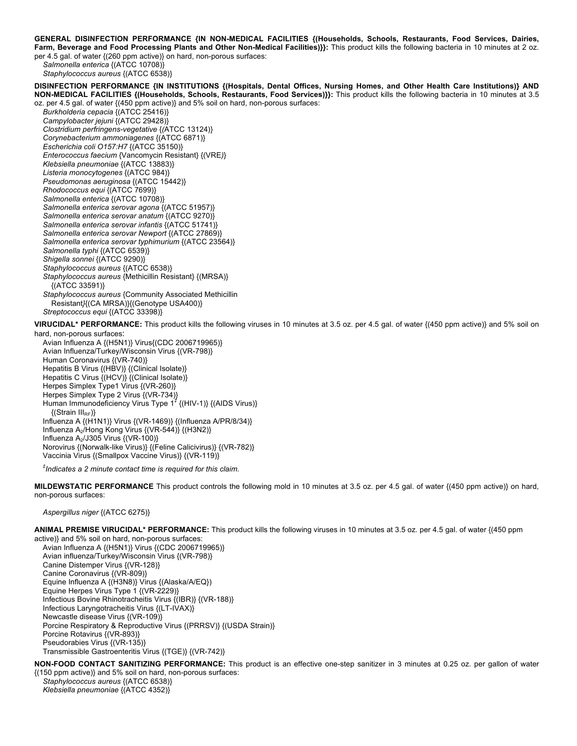**GENERAL DISINFECTION PERFORMANCE {IN NON-MEDICAL FACILITIES {(Households, Schools, Restaurants, Food Services, Dairies, Farm, Beverage and Food Processing Plants and Other Non-Medical Facilities)}}:** This product kills the following bacteria in 10 minutes at 2 oz. per 4.5 gal. of water {(260 ppm active)} on hard, non-porous surfaces:

*Salmonella enterica* {(ATCC 10708)}
*Staphylococcus aureus* {(ATCC 6538)}

**DISINFECTION PERFORMANCE {IN INSTITUTIONS {(Hospitals, Dental Offices, Nursing Homes, and Other Health Care Institutions)} AND NON-MEDICAL FACILITIES {(Households, Schools, Restaurants, Food Services)}}:** This product kills the following bacteria in 10 minutes at 3.5 oz. per 4.5 gal. of water {(450 ppm active)} and 5% soil on hard, non-porous surfaces:

*Burkholderia cepacia* {(ATCC 25416)}
*Campylobacter jejuni* {(ATCC 29428)}
*Clostridium perfringens-vegetative* {(ATCC 13124)}
*Corynebacterium ammoniagenes* {(ATCC 6871)}
*Escherichia coli O157:H7* {(ATCC 35150)}
*Enterococcus faecium* {Vancomycin Resistant} {(VRE)}
*Klebsiella pneumoniae* {(ATCC 13883)}
*Listeria monocytogenes* {(ATCC 984)}
*Pseudomonas aeruginosa* {(ATCC 15442)}
*Rhodococcus equi* {(ATCC 7699)}
*Salmonella enterica* {(ATCC 10708)}
*Salmonella enterica serovar agona* {(ATCC 51957)}
*Salmonella enterica serovar anatum* {(ATCC 9270)}
*Salmonella enterica serovar infantis* {(ATCC 51741)}
*Salmonella enterica serovar Newport* {(ATCC 27869)}
*Salmonella enterica serovar typhimurium* {(ATCC 23564)}
*Salmonella typhi* {(ATCC 6539)}
*Shigella sonnei* {(ATCC 9290)}
*Staphylococcus aureus* {(ATCC 6538)}
*Staphylococcus aureus* {Methicillin Resistant} {(MRSA)} {(ATCC 33591)}
*Staphylococcus aureus* {Community Associated Methicillin Resistant}{(CA MRSA)}{(Genotype USA400)}
*Streptococcus equi* {(ATCC 33398)}

**VIRUCIDAL* PERFORMANCE:** This product kills the following viruses in 10 minutes at 3.5 oz. per 4.5 gal. of water {(450 ppm active)} and 5% soil on hard, non-porous surfaces:

Avian Influenza A {(H5N1)} Virus{(CDC 2006719965)}
Avian Influenza/Turkey/Wisconsin Virus {(VR-798)}
Human Coronavirus {(VR-740)}
Hepatitis B Virus {(HBV)} {(Clinical Isolate)}
Hepatitis C Virus {(HCV)} {(Clinical Isolate)}
Herpes Simplex Type1 Virus {(VR-260)}
Herpes Simplex Type 2 Virus {(VR-734)}
Human Immunodeficiency Virus Type 1[‡] {(HIV-1)} {(AIDS Virus)} {(Strain $III_{RF}$)}
Influenza A {(H1N1)} Virus {(VR-1469)} {(Influenza A/PR/8/34)}
Influenza $A_2$/Hong Kong Virus {(VR-544)} {(H3N2)}
Influenza $A_2$/J305 Virus {(VR-100)}
Norovirus {(Norwalk-like Virus)} {(Feline Calicivirus)} {(VR-782)}
Vaccinia Virus {(Smallpox Vaccine Virus)} {(VR-119)}

*[‡]Indicates a 2 minute contact time is required for this claim.*

**MILDEWSTATIC PERFORMANCE** This product controls the following mold in 10 minutes at 3.5 oz. per 4.5 gal. of water {(450 ppm active)} on hard, non-porous surfaces:

*Aspergillus niger* {(ATCC 6275)}

**ANIMAL PREMISE VIRUCIDAL* PERFORMANCE:** This product kills the following viruses in 10 minutes at 3.5 oz. per 4.5 gal. of water {(450 ppm active)} and 5% soil on hard, non-porous surfaces:

Avian Influenza A {(H5N1)} Virus {(CDC 2006719965)}
Avian influenza/Turkey/Wisconsin Virus {(VR-798)}
Canine Distemper Virus {(VR-128)}
Canine Coronavirus {(VR-809)}
Equine Influenza A {(H3N8)} Virus {(Alaska/A/EQ})
Equine Herpes Virus Type 1 {(VR-2229)}
Infectious Bovine Rhinotracheitis Virus {(IBR)} {(VR-188)}
Infectious Laryngotracheitis Virus {(LT-IVAX)}
Newcastle disease Virus {(VR-109)}
Porcine Respiratory & Reproductive Virus {(PRRSV)} {(USDA Strain)}
Porcine Rotavirus {(VR-893)}
Pseudorabies Virus {(VR-135)}
Transmissible Gastroenteritis Virus {(TGE)} {(VR-742)}

**NON-FOOD CONTACT SANITIZING PERFORMANCE:** This product is an effective one-step sanitizer in 3 minutes at 0.25 oz. per gallon of water {(150 ppm active)} and 5% soil on hard, non-porous surfaces:

*Staphylococcus aureus* {(ATCC 6538)}
*Klebsiella pneumoniae* {(ATCC 4352)}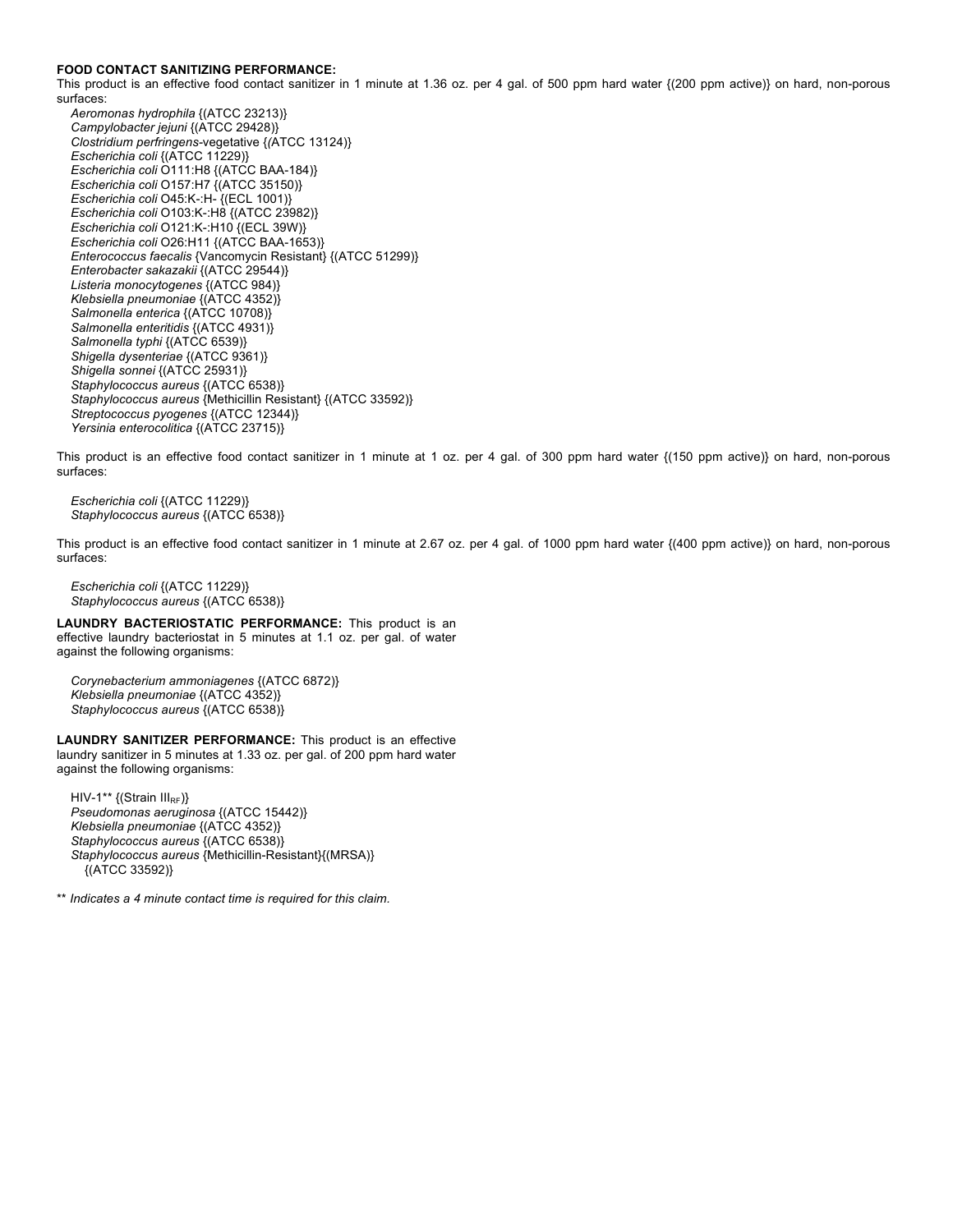**FOOD CONTACT SANITIZING PERFORMANCE:**
This product is an effective food contact sanitizer in 1 minute at 1.36 oz. per 4 gal. of 500 ppm hard water {(200 ppm active)} on hard, non-porous surfaces:

*Aeromonas hydrophila* {(ATCC 23213)}
*Campylobacter jejuni* {(ATCC 29428)}
*Clostridium perfringens*-vegetative {(ATCC 13124)}
*Escherichia coli* {(ATCC 11229)}
*Escherichia coli* O111:H8 {(ATCC BAA-184)}
*Escherichia coli* O157:H7 {(ATCC 35150)}
*Escherichia coli* O45:K-:H- {(ECL 1001)}
*Escherichia coli* O103:K-:H8 {(ATCC 23982)}
*Escherichia coli* O121:K-:H10 {(ECL 39W)}
*Escherichia coli* O26:H11 {(ATCC BAA-1653)}
*Enterococcus faecalis* {Vancomycin Resistant} {(ATCC 51299)}
*Enterobacter sakazakii* {(ATCC 29544)}
*Listeria monocytogenes* {(ATCC 984)}
*Klebsiella pneumoniae* {(ATCC 4352)}
*Salmonella enterica* {(ATCC 10708)}
*Salmonella enteritidis* {(ATCC 4931)}
*Salmonella typhi* {(ATCC 6539)}
*Shigella dysenteriae* {(ATCC 9361)}
*Shigella sonnei* {(ATCC 25931)}
*Staphylococcus aureus* {(ATCC 6538)}
*Staphylococcus aureus* {Methicillin Resistant} {(ATCC 33592)}
*Streptococcus pyogenes* {(ATCC 12344)}
*Yersinia enterocolitica* {(ATCC 23715)}

This product is an effective food contact sanitizer in 1 minute at 1 oz. per 4 gal. of 300 ppm hard water {(150 ppm active)} on hard, non-porous surfaces:

*Escherichia coli* {(ATCC 11229)}
*Staphylococcus aureus* {(ATCC 6538)}

This product is an effective food contact sanitizer in 1 minute at 2.67 oz. per 4 gal. of 1000 ppm hard water {(400 ppm active)} on hard, non-porous surfaces:

*Escherichia coli* {(ATCC 11229)}
*Staphylococcus aureus* {(ATCC 6538)}

**LAUNDRY BACTERIOSTATIC PERFORMANCE:** This product is an effective laundry bacteriostat in 5 minutes at 1.1 oz. per gal. of water against the following organisms:

*Corynebacterium ammoniagenes* {(ATCC 6872)}
*Klebsiella pneumoniae* {(ATCC 4352)}
*Staphylococcus aureus* {(ATCC 6538)}

**LAUNDRY SANITIZER PERFORMANCE:** This product is an effective laundry sanitizer in 5 minutes at 1.33 oz. per gal. of 200 ppm hard water against the following organisms:

HIV-1** {(Strain $III_{RF}$)}
*Pseudomonas aeruginosa* {(ATCC 15442)}
*Klebsiella pneumoniae* {(ATCC 4352)}
*Staphylococcus aureus* {(ATCC 6538)}
*Staphylococcus aureus* {Methicillin-Resistant}{(MRSA)} {(ATCC 33592)}

** *Indicates a 4 minute contact time is required for this claim.*